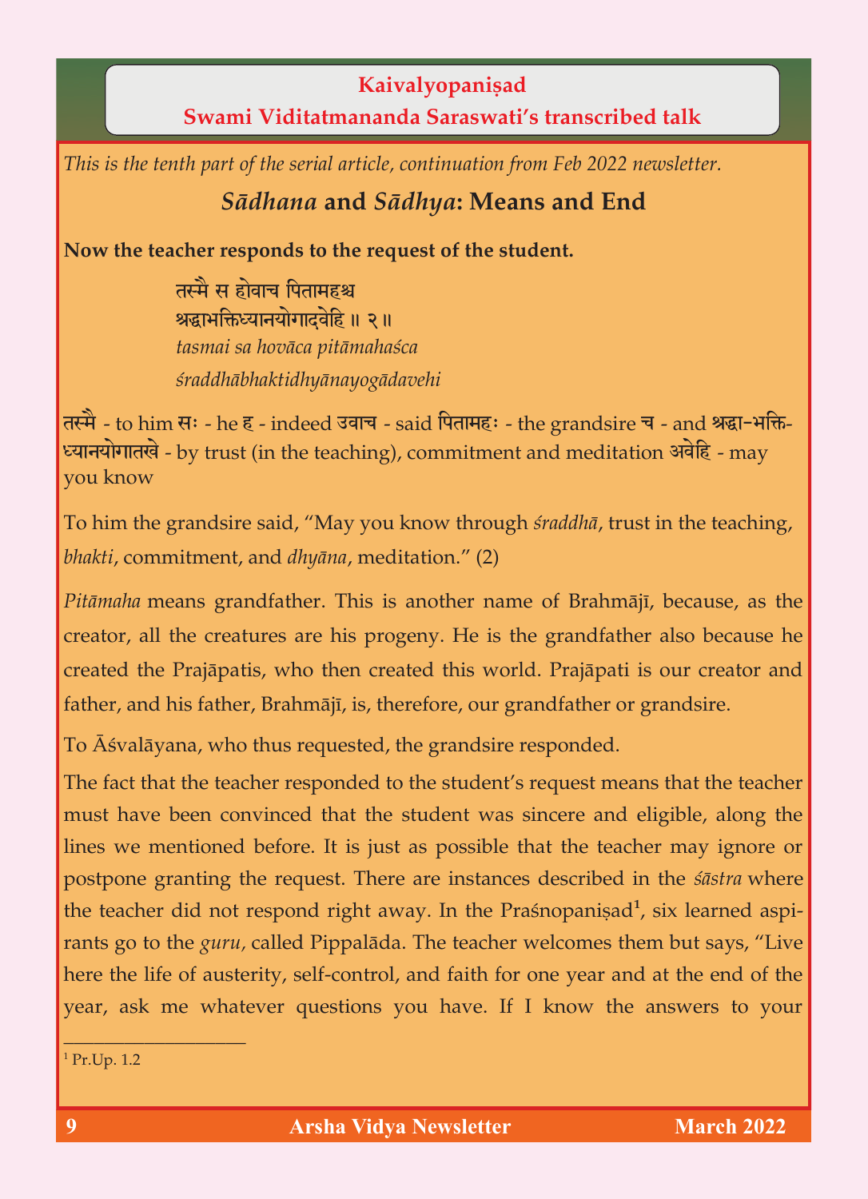**Kaivalyopaniṣad**

**Swami Viditatmananda Saraswati's transcribed talk**

*This is the tenth part of the serial article, continuation from Feb 2022 newsletter.*

## *Sādhana* and *Sādhya*: Means and End

**Now the teacher responds to the request of the student.**

> तस्मै स होवाच पितामहश्च
> श्रद्धाभक्तिध्यानयोगादवेहि ॥ २॥
> *tasmai sa hovāca pitāmahaśca*
> *śraddhābhaktidhyānayogādavehi*

तस्मै - to him सः - he ह - indeed उवाच - said पितामहः - the grandsire च - and श्रद्धा-भक्ति-ध्यानयोगातखे - by trust (in the teaching), commitment and meditation अवेहि - may you know

To him the grandsire said, "May you know through *śraddhā*, trust in the teaching, *bhakti*, commitment, and *dhyāna*, meditation." (2)

*Pitāmaha* means grandfather. This is another name of Brahmājī, because, as the creator, all the creatures are his progeny. He is the grandfather also because he created the Prajāpatis, who then created this world. Prajāpati is our creator and father, and his father, Brahmājī, is, therefore, our grandfather or grandsire.

To Āśvalāyana, who thus requested, the grandsire responded.

The fact that the teacher responded to the student's request means that the teacher must have been convinced that the student was sincere and eligible, along the lines we mentioned before. It is just as possible that the teacher may ignore or postpone granting the request. There are instances described in the *śāstra* where the teacher did not respond right away. In the Praśnopaniṣad[1], six learned aspirants go to the *guru,* called Pippalāda. The teacher welcomes them but says, "Live here the life of austerity, self-control, and faith for one year and at the end of the year, ask me whatever questions you have. If I know the answers to your

---

[1] Pr.Up. 1.2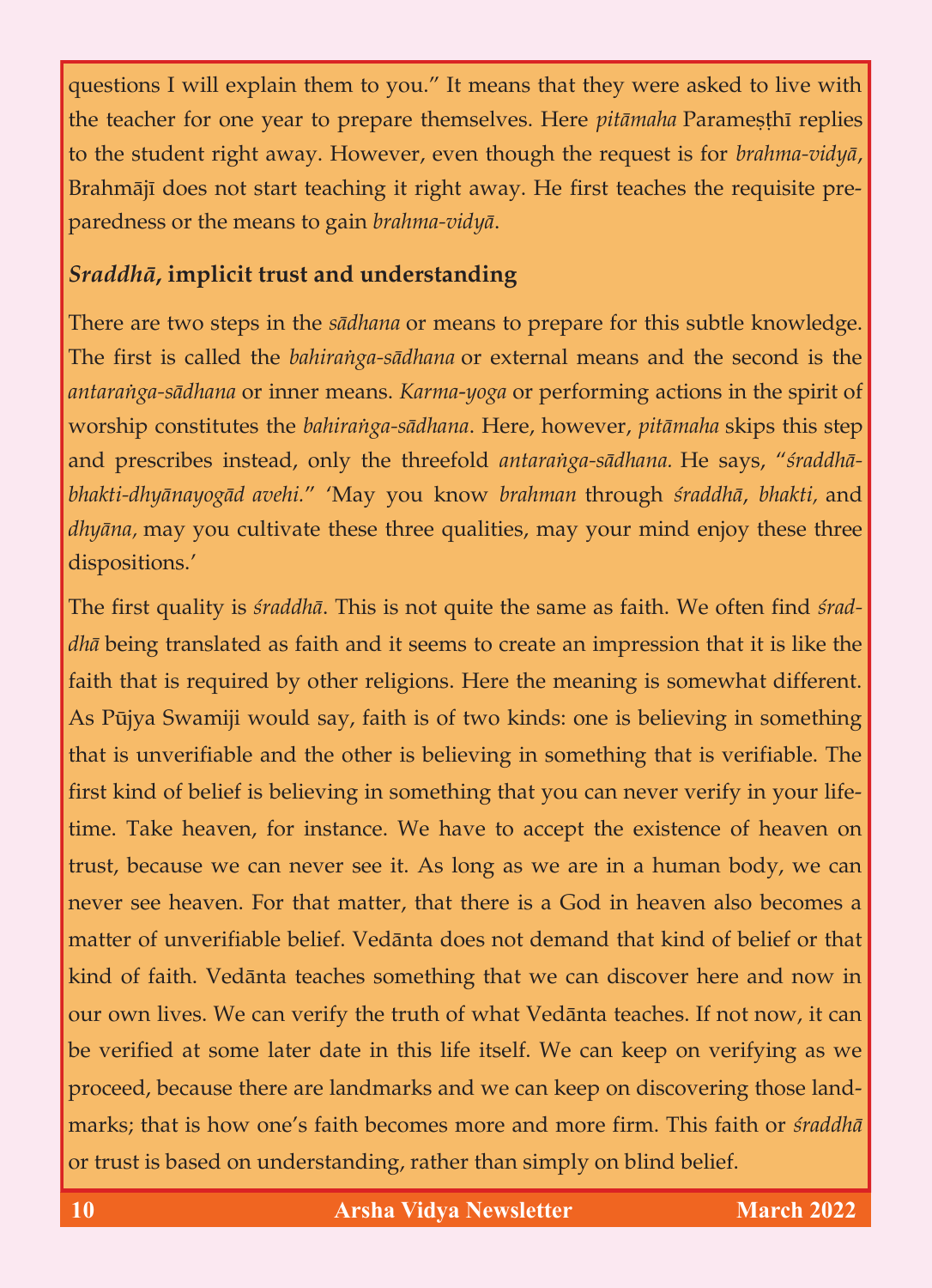questions I will explain them to you." It means that they were asked to live with the teacher for one year to prepare themselves. Here *pitāmaha* Parameṣṭhī replies to the student right away. However, even though the request is for *brahma-vidyā*, Brahmājī does not start teaching it right away. He first teaches the requisite preparedness or the means to gain *brahma-vidyā*.

### *Sraddhā*, implicit trust and understanding

There are two steps in the *sādhana* or means to prepare for this subtle knowledge. The first is called the *bahiraṅga-sādhana* or external means and the second is the *antaraṅga-sādhana* or inner means. *Karma-yoga* or performing actions in the spirit of worship constitutes the *bahiraṅga-sādhana*. Here, however, *pitāmaha* skips this step and prescribes instead, only the threefold *antaraṅga-sādhana.* He says, "*śraddhā-bhakti-dhyānayogād avehi.*" 'May you know *brahman* through *śraddhā*, *bhakti*, and *dhyāna,* may you cultivate these three qualities, may your mind enjoy these three dispositions.'

The first quality is *śraddhā*. This is not quite the same as faith. We often find *śraddhā* being translated as faith and it seems to create an impression that it is like the faith that is required by other religions. Here the meaning is somewhat different. As Pūjya Swamiji would say, faith is of two kinds: one is believing in something that is unverifiable and the other is believing in something that is verifiable. The first kind of belief is believing in something that you can never verify in your lifetime. Take heaven, for instance. We have to accept the existence of heaven on trust, because we can never see it. As long as we are in a human body, we can never see heaven. For that matter, that there is a God in heaven also becomes a matter of unverifiable belief. Vedānta does not demand that kind of belief or that kind of faith. Vedānta teaches something that we can discover here and now in our own lives. We can verify the truth of what Vedānta teaches. If not now, it can be verified at some later date in this life itself. We can keep on verifying as we proceed, because there are landmarks and we can keep on discovering those landmarks; that is how one's faith becomes more and more firm. This faith or *śraddhā* or trust is based on understanding, rather than simply on blind belief.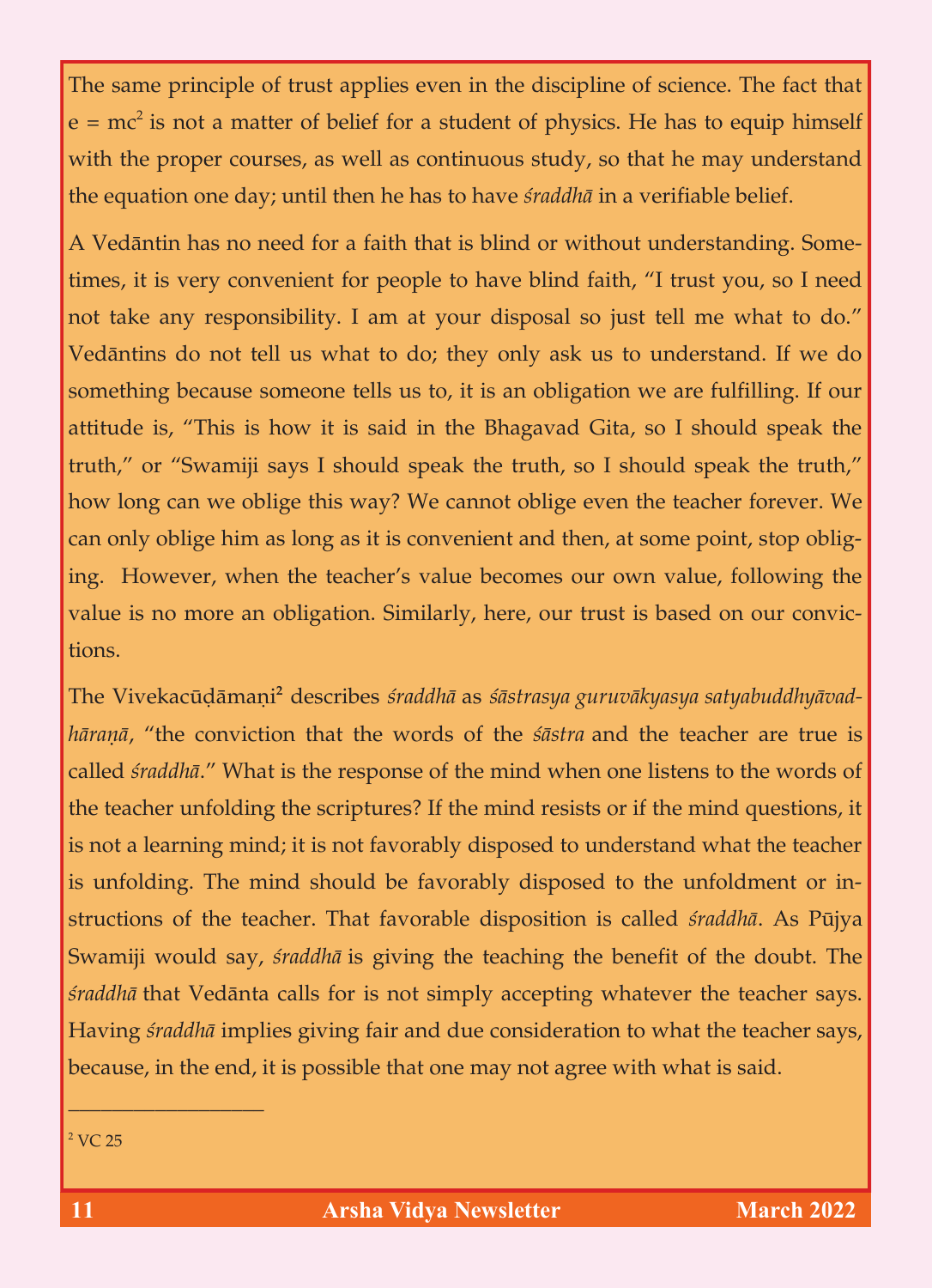The same principle of trust applies even in the discipline of science. The fact that $e = mc^2$ is not a matter of belief for a student of physics. He has to equip himself with the proper courses, as well as continuous study, so that he may understand the equation one day; until then he has to have *śraddhā* in a verifiable belief.

A Vedāntin has no need for a faith that is blind or without understanding. Sometimes, it is very convenient for people to have blind faith, "I trust you, so I need not take any responsibility. I am at your disposal so just tell me what to do." Vedāntins do not tell us what to do; they only ask us to understand. If we do something because someone tells us to, it is an obligation we are fulfilling. If our attitude is, "This is how it is said in the Bhagavad Gita, so I should speak the truth," or "Swamiji says I should speak the truth, so I should speak the truth," how long can we oblige this way? We cannot oblige even the teacher forever. We can only oblige him as long as it is convenient and then, at some point, stop obliging. However, when the teacher's value becomes our own value, following the value is no more an obligation. Similarly, here, our trust is based on our convictions.

The Vivekacūḍāmaṇi[2] describes *śraddhā* as *śāstrasya guruvākyasya satyabuddhyāvadhāraṇā*, "the conviction that the words of the *śāstra* and the teacher are true is called *śraddhā*." What is the response of the mind when one listens to the words of the teacher unfolding the scriptures? If the mind resists or if the mind questions, it is not a learning mind; it is not favorably disposed to understand what the teacher is unfolding. The mind should be favorably disposed to the unfoldment or instructions of the teacher. That favorable disposition is called *śraddhā*. As Pūjya Swamiji would say, *śraddhā* is giving the teaching the benefit of the doubt. The *śraddhā* that Vedānta calls for is not simply accepting whatever the teacher says. Having *śraddhā* implies giving fair and due consideration to what the teacher says, because, in the end, it is possible that one may not agree with what is said.

---

[2] VC 25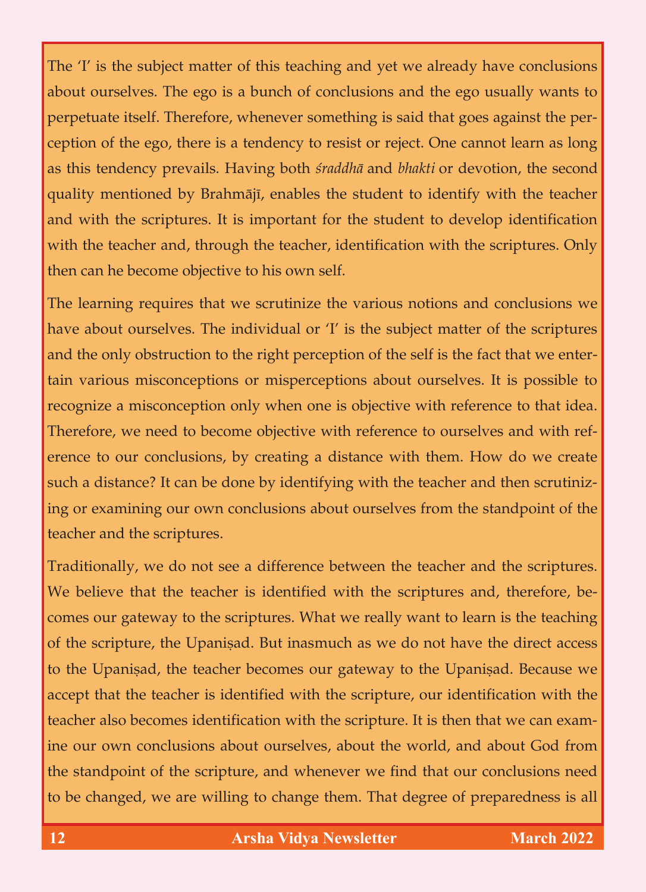The 'I' is the subject matter of this teaching and yet we already have conclusions about ourselves. The ego is a bunch of conclusions and the ego usually wants to perpetuate itself. Therefore, whenever something is said that goes against the perception of the ego, there is a tendency to resist or reject. One cannot learn as long as this tendency prevails. Having both *śraddhā* and *bhakti* or devotion, the second quality mentioned by Brahmājī, enables the student to identify with the teacher and with the scriptures. It is important for the student to develop identification with the teacher and, through the teacher, identification with the scriptures. Only then can he become objective to his own self.

The learning requires that we scrutinize the various notions and conclusions we have about ourselves. The individual or 'I' is the subject matter of the scriptures and the only obstruction to the right perception of the self is the fact that we entertain various misconceptions or misperceptions about ourselves. It is possible to recognize a misconception only when one is objective with reference to that idea. Therefore, we need to become objective with reference to ourselves and with reference to our conclusions, by creating a distance with them. How do we create such a distance? It can be done by identifying with the teacher and then scrutinizing or examining our own conclusions about ourselves from the standpoint of the teacher and the scriptures.

Traditionally, we do not see a difference between the teacher and the scriptures. We believe that the teacher is identified with the scriptures and, therefore, becomes our gateway to the scriptures. What we really want to learn is the teaching of the scripture, the Upaniṣad. But inasmuch as we do not have the direct access to the Upaniṣad, the teacher becomes our gateway to the Upaniṣad. Because we accept that the teacher is identified with the scripture, our identification with the teacher also becomes identification with the scripture. It is then that we can examine our own conclusions about ourselves, about the world, and about God from the standpoint of the scripture, and whenever we find that our conclusions need to be changed, we are willing to change them. That degree of preparedness is all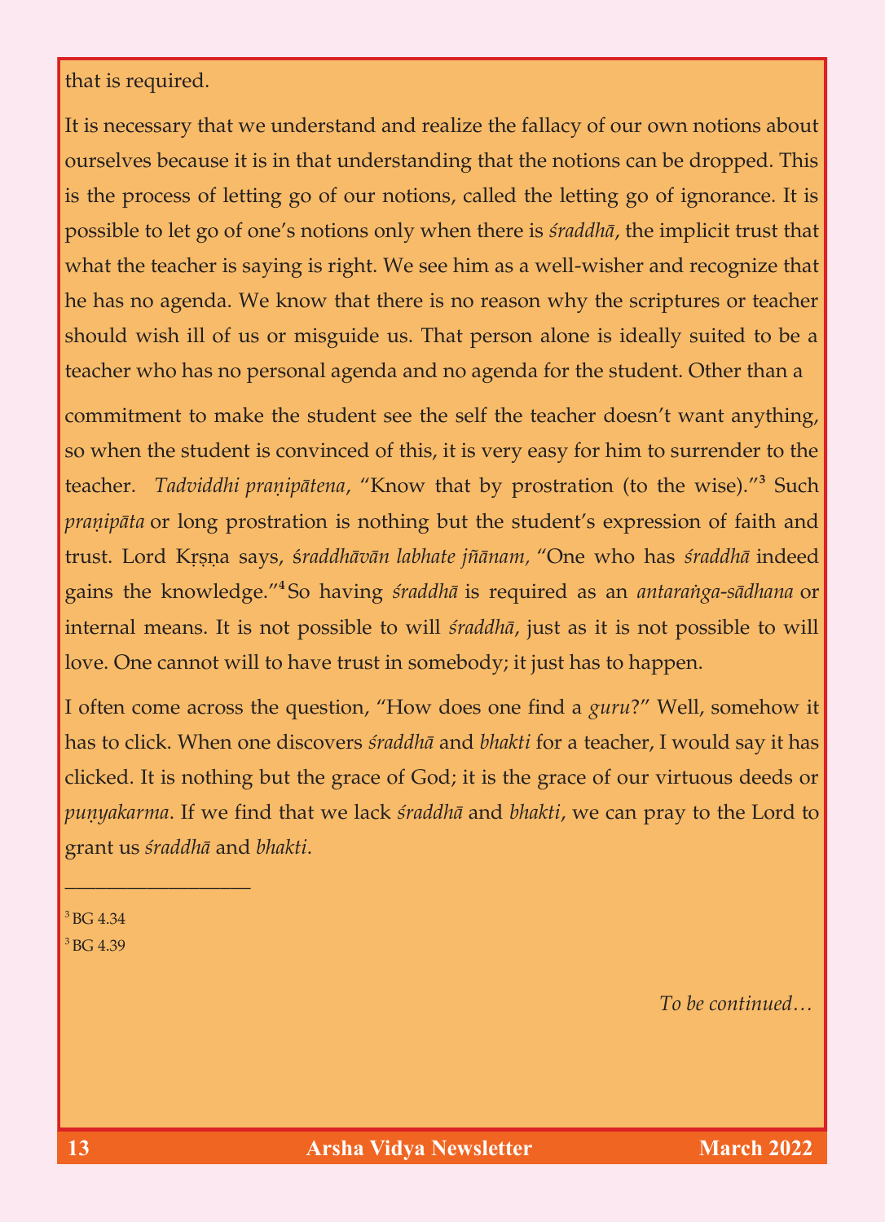that is required.

It is necessary that we understand and realize the fallacy of our own notions about ourselves because it is in that understanding that the notions can be dropped. This is the process of letting go of our notions, called the letting go of ignorance. It is possible to let go of one's notions only when there is *śraddhā*, the implicit trust that what the teacher is saying is right. We see him as a well-wisher and recognize that he has no agenda. We know that there is no reason why the scriptures or teacher should wish ill of us or misguide us. That person alone is ideally suited to be a teacher who has no personal agenda and no agenda for the student. Other than a commitment to make the student see the self the teacher doesn't want anything, so when the student is convinced of this, it is very easy for him to surrender to the teacher. *Tadviddhi praṇipātena*, "Know that by prostration (to the wise)."[3] Such *praṇipāta* or long prostration is nothing but the student's expression of faith and trust. Lord Kṛṣṇa says, *śraddhāvān labhate jñānam*, "One who has *śraddhā* indeed gains the knowledge."[4] So having *śraddhā* is required as an *antaraṅga-sādhana* or internal means. It is not possible to will *śraddhā*, just as it is not possible to will love. One cannot will to have trust in somebody; it just has to happen.

I often come across the question, "How does one find a *guru*?" Well, somehow it has to click. When one discovers *śraddhā* and *bhakti* for a teacher, I would say it has clicked. It is nothing but the grace of God; it is the grace of our virtuous deeds or *puṇyakarma*. If we find that we lack *śraddhā* and *bhakti*, we can pray to the Lord to grant us *śraddhā* and *bhakti*.

---

[3] BG 4.34

[3] BG 4.39

*To be continued…*